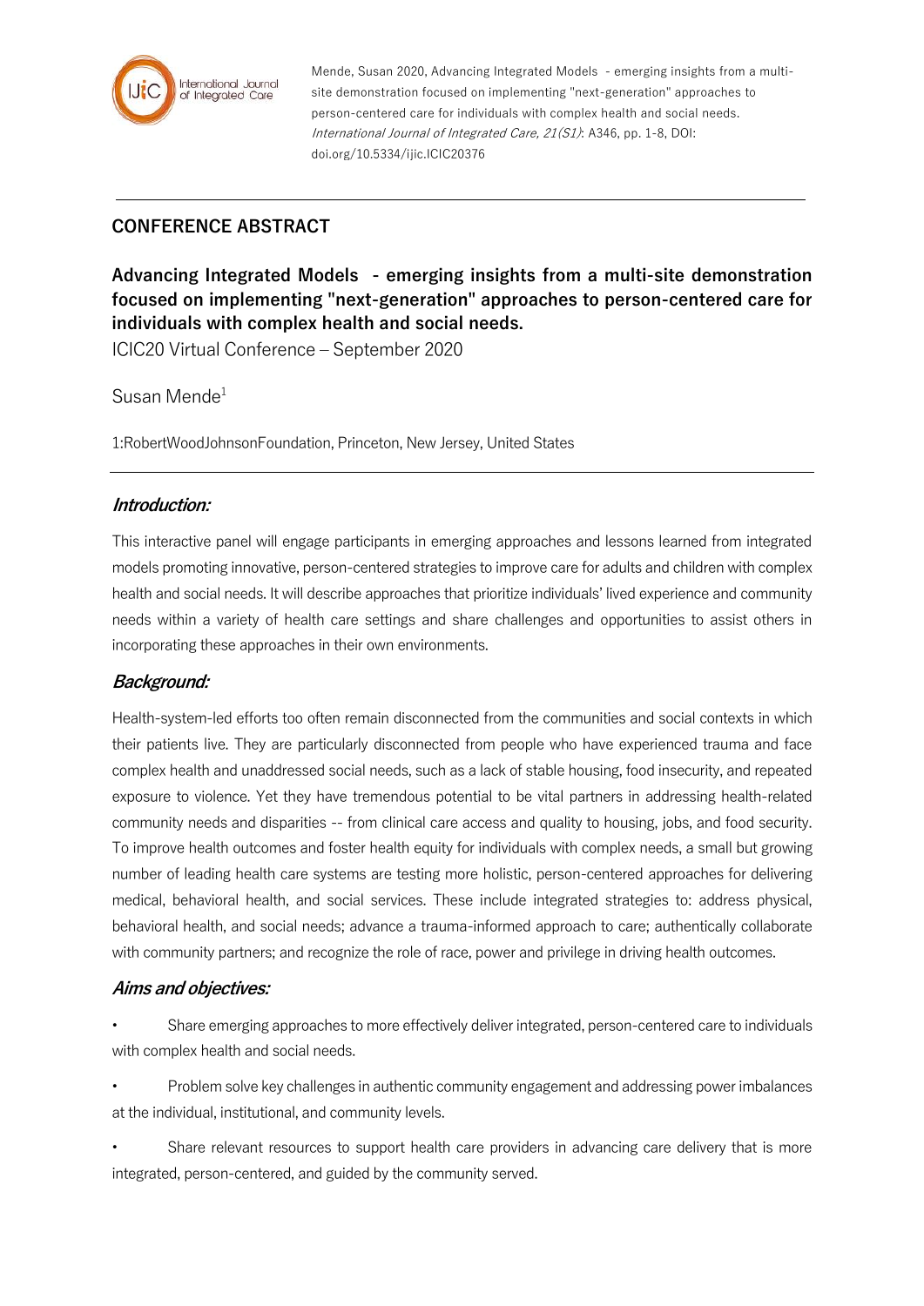Mende, Susan 2020, Advancing Integrated Models - emerging insights from a multi-site demonstration focused on implementing "next-generation" approaches to person-centered care for individuals with complex health and social needs. *International Journal of Integrated Care, 21(S1)*: A346, pp. 1-8, DOI: doi.org/10.5334/ijic.ICIC20376

## CONFERENCE ABSTRACT

### Advancing Integrated Models - emerging insights from a multi-site demonstration focused on implementing "next-generation" approaches to person-centered care for individuals with complex health and social needs.

ICIC20 Virtual Conference – September 2020

Susan Mende[1]

1:RobertWoodJohnsonFoundation, Princeton, New Jersey, United States

### *Introduction:*

This interactive panel will engage participants in emerging approaches and lessons learned from integrated models promoting innovative, person-centered strategies to improve care for adults and children with complex health and social needs. It will describe approaches that prioritize individuals' lived experience and community needs within a variety of health care settings and share challenges and opportunities to assist others in incorporating these approaches in their own environments.

### *Background:*

Health-system-led efforts too often remain disconnected from the communities and social contexts in which their patients live. They are particularly disconnected from people who have experienced trauma and face complex health and unaddressed social needs, such as a lack of stable housing, food insecurity, and repeated exposure to violence. Yet they have tremendous potential to be vital partners in addressing health-related community needs and disparities -- from clinical care access and quality to housing, jobs, and food security. To improve health outcomes and foster health equity for individuals with complex needs, a small but growing number of leading health care systems are testing more holistic, person-centered approaches for delivering medical, behavioral health, and social services. These include integrated strategies to: address physical, behavioral health, and social needs; advance a trauma-informed approach to care; authentically collaborate with community partners; and recognize the role of race, power and privilege in driving health outcomes.

### *Aims and objectives:*

- Share emerging approaches to more effectively deliver integrated, person-centered care to individuals with complex health and social needs.
- Problem solve key challenges in authentic community engagement and addressing power imbalances at the individual, institutional, and community levels.
- Share relevant resources to support health care providers in advancing care delivery that is more integrated, person-centered, and guided by the community served.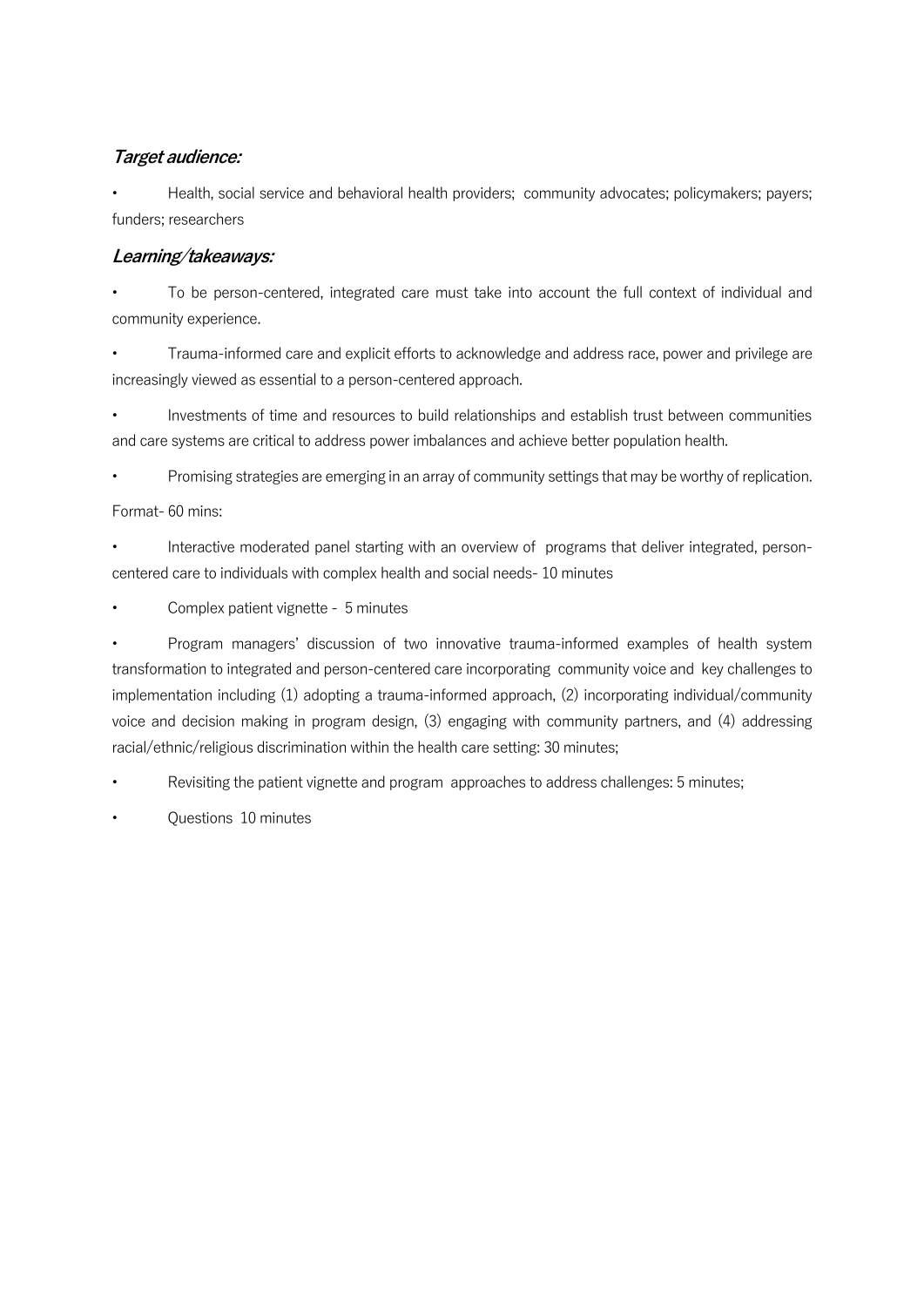### *Target audience:*

- Health, social service and behavioral health providers;  community advocates; policymakers; payers; funders; researchers

### *Learning/takeaways:*

- To be person-centered, integrated care must take into account the full context of individual and community experience.
- Trauma-informed care and explicit efforts to acknowledge and address race, power and privilege are increasingly viewed as essential to a person-centered approach.
- Investments of time and resources to build relationships and establish trust between communities and care systems are critical to address power imbalances and achieve better population health.
- Promising strategies are emerging in an array of community settings that may be worthy of replication.

Format- 60 mins:

- Interactive moderated panel starting with an overview of  programs that deliver integrated, person-centered care to individuals with complex health and social needs- 10 minutes
- Complex patient vignette -  5 minutes
- Program managers' discussion of two innovative trauma-informed examples of health system transformation to integrated and person-centered care incorporating  community voice and  key challenges to implementation including (1) adopting a trauma-informed approach, (2) incorporating individual/community voice and decision making in program design, (3) engaging with community partners, and (4) addressing racial/ethnic/religious discrimination within the health care setting: 30 minutes;
- Revisiting the patient vignette and program  approaches to address challenges: 5 minutes;
- Questions  10 minutes